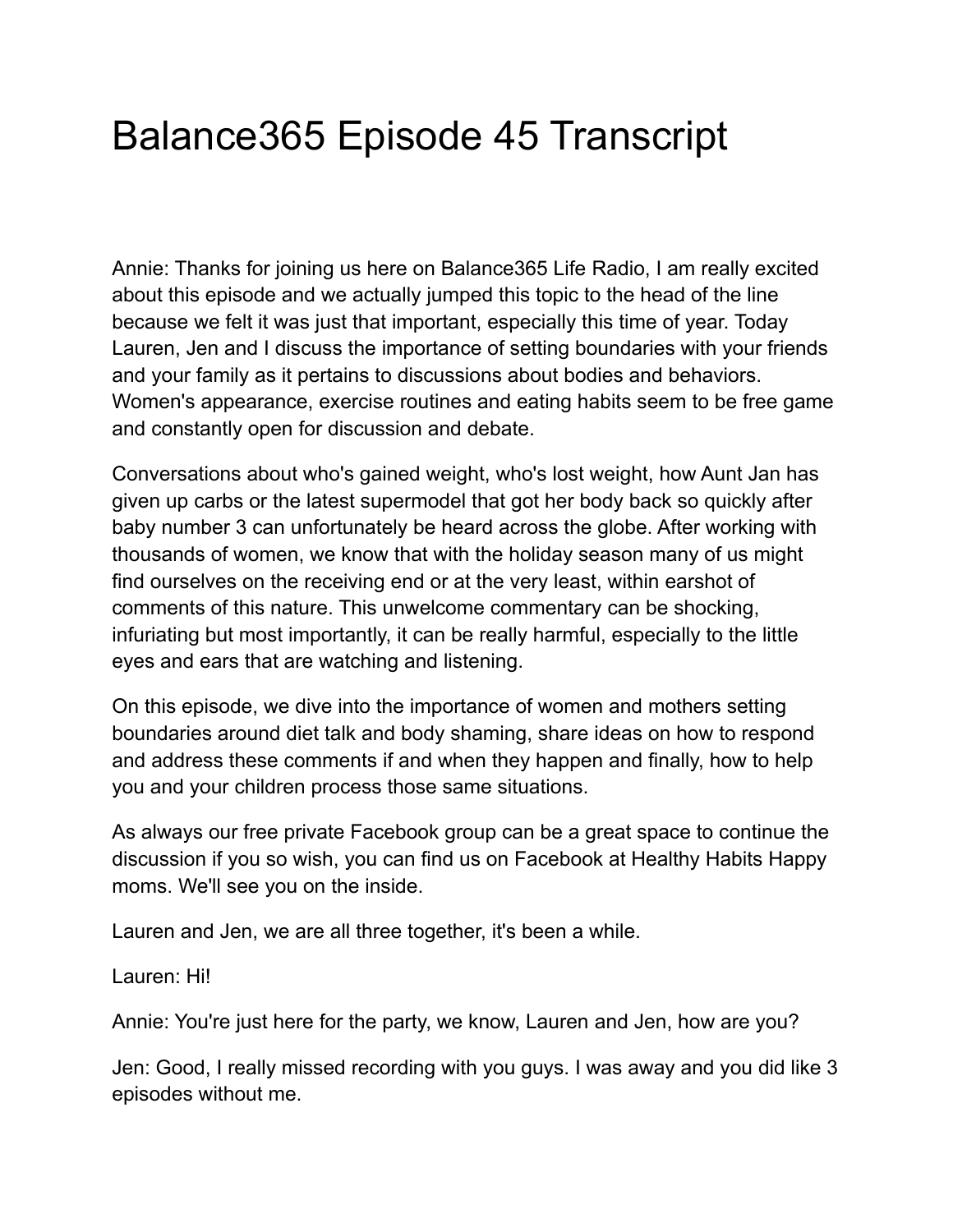# Balance365 Episode 45 Transcript

Annie: Thanks for joining us here on Balance365 Life Radio, I am really excited about this episode and we actually jumped this topic to the head of the line because we felt it was just that important, especially this time of year. Today Lauren, Jen and I discuss the importance of setting boundaries with your friends and your family as it pertains to discussions about bodies and behaviors. Women's appearance, exercise routines and eating habits seem to be free game and constantly open for discussion and debate.

Conversations about who's gained weight, who's lost weight, how Aunt Jan has given up carbs or the latest supermodel that got her body back so quickly after baby number 3 can unfortunately be heard across the globe. After working with thousands of women, we know that with the holiday season many of us might find ourselves on the receiving end or at the very least, within earshot of comments of this nature. This unwelcome commentary can be shocking, infuriating but most importantly, it can be really harmful, especially to the little eyes and ears that are watching and listening.

On this episode, we dive into the importance of women and mothers setting boundaries around diet talk and body shaming, share ideas on how to respond and address these comments if and when they happen and finally, how to help you and your children process those same situations.

As always our free private Facebook group can be a great space to continue the discussion if you so wish, you can find us on Facebook at Healthy Habits Happy moms. We'll see you on the inside.

Lauren and Jen, we are all three together, it's been a while.

Lauren: Hi!

Annie: You're just here for the party, we know, Lauren and Jen, how are you?

Jen: Good, I really missed recording with you guys. I was away and you did like 3 episodes without me.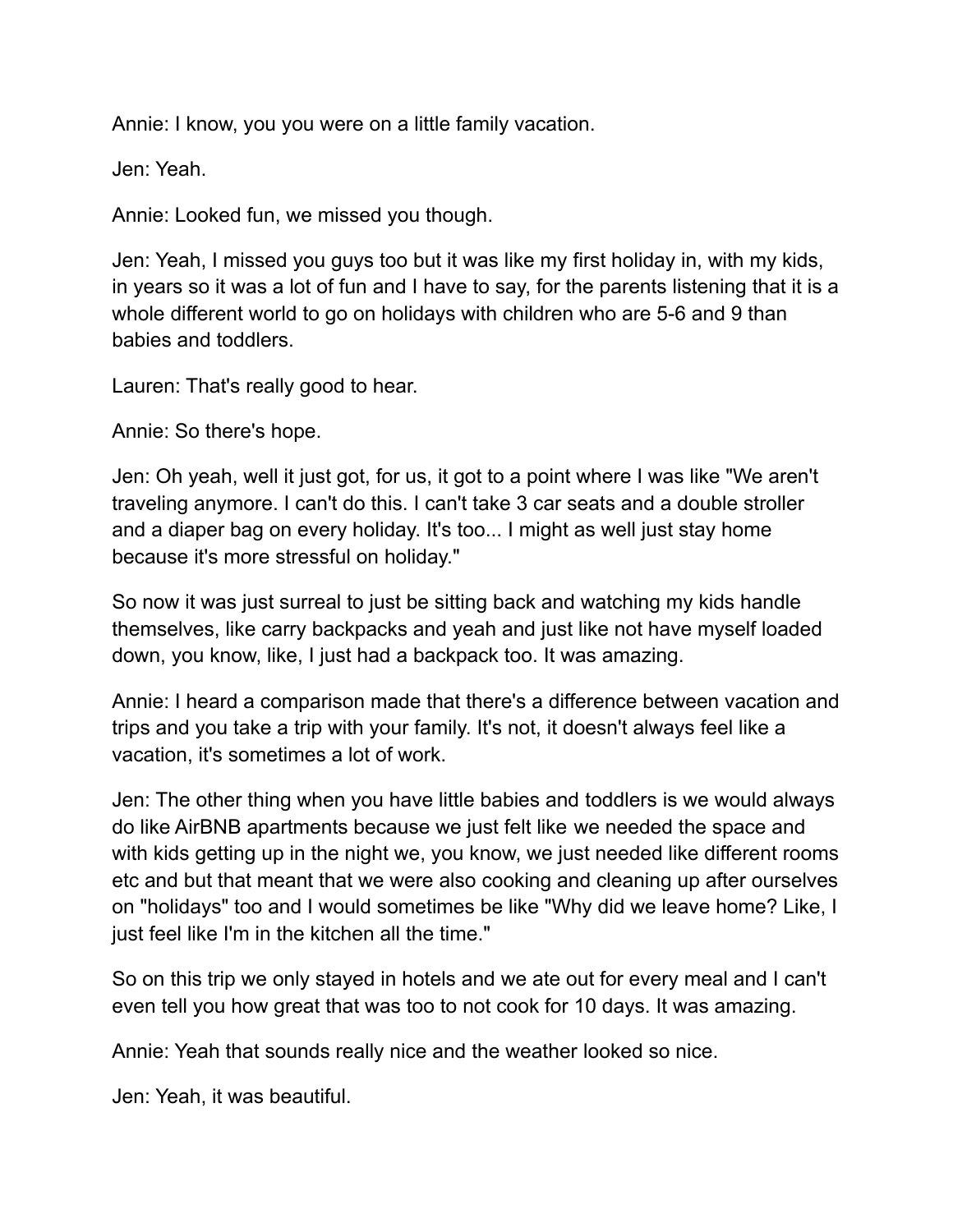Annie: I know, you you were on a little family vacation.

Jen: Yeah.

Annie: Looked fun, we missed you though.

Jen: Yeah, I missed you guys too but it was like my first holiday in, with my kids, in years so it was a lot of fun and I have to say, for the parents listening that it is a whole different world to go on holidays with children who are 5-6 and 9 than babies and toddlers.

Lauren: That's really good to hear.

Annie: So there's hope.

Jen: Oh yeah, well it just got, for us, it got to a point where I was like "We aren't traveling anymore. I can't do this. I can't take 3 car seats and a double stroller and a diaper bag on every holiday. It's too... I might as well just stay home because it's more stressful on holiday."

So now it was just surreal to just be sitting back and watching my kids handle themselves, like carry backpacks and yeah and just like not have myself loaded down, you know, like, I just had a backpack too. It was amazing.

Annie: I heard a comparison made that there's a difference between vacation and trips and you take a trip with your family. It's not, it doesn't always feel like a vacation, it's sometimes a lot of work.

Jen: The other thing when you have little babies and toddlers is we would always do like AirBNB apartments because we just felt like we needed the space and with kids getting up in the night we, you know, we just needed like different rooms etc and but that meant that we were also cooking and cleaning up after ourselves on "holidays" too and I would sometimes be like "Why did we leave home? Like, I just feel like I'm in the kitchen all the time."

So on this trip we only stayed in hotels and we ate out for every meal and I can't even tell you how great that was too to not cook for 10 days. It was amazing.

Annie: Yeah that sounds really nice and the weather looked so nice.

Jen: Yeah, it was beautiful.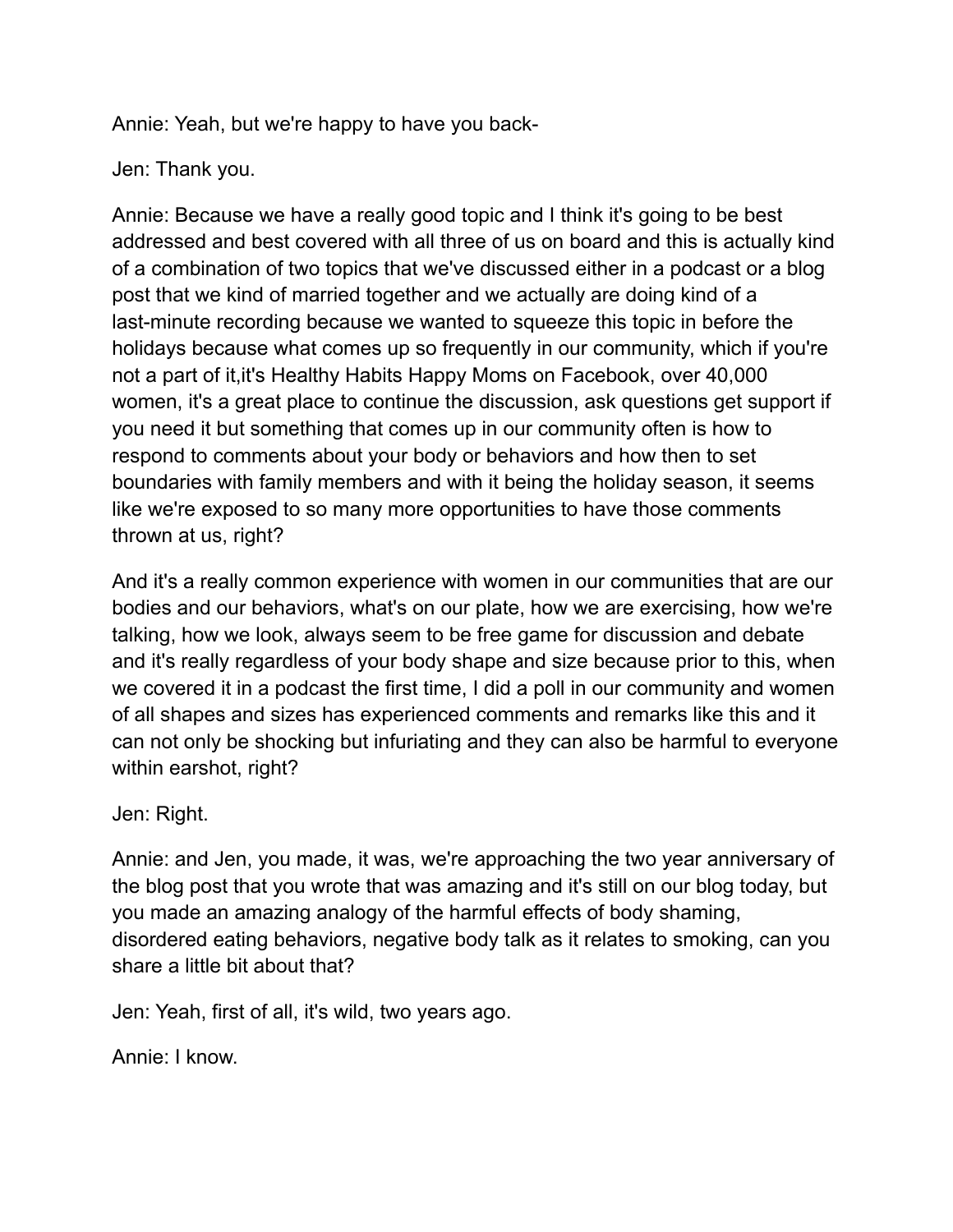Annie: Yeah, but we're happy to have you back-

Jen: Thank you.

Annie: Because we have a really good topic and I think it's going to be best addressed and best covered with all three of us on board and this is actually kind of a combination of two topics that we've discussed either in a podcast or a blog post that we kind of married together and we actually are doing kind of a last-minute recording because we wanted to squeeze this topic in before the holidays because what comes up so frequently in our community, which if you're not a part of it,it's Healthy Habits Happy Moms on Facebook, over 40,000 women, it's a great place to continue the discussion, ask questions get support if you need it but something that comes up in our community often is how to respond to comments about your body or behaviors and how then to set boundaries with family members and with it being the holiday season, it seems like we're exposed to so many more opportunities to have those comments thrown at us, right?

And it's a really common experience with women in our communities that are our bodies and our behaviors, what's on our plate, how we are exercising, how we're talking, how we look, always seem to be free game for discussion and debate and it's really regardless of your body shape and size because prior to this, when we covered it in a podcast the first time, I did a poll in our community and women of all shapes and sizes has experienced comments and remarks like this and it can not only be shocking but infuriating and they can also be harmful to everyone within earshot, right?

Jen: Right.

Annie: and Jen, you made, it was, we're approaching the two year anniversary of the blog post that you wrote that was amazing and it's still on our blog today, but you made an amazing analogy of the harmful effects of body shaming, disordered eating behaviors, negative body talk as it relates to smoking, can you share a little bit about that?

Jen: Yeah, first of all, it's wild, two years ago.

Annie: I know.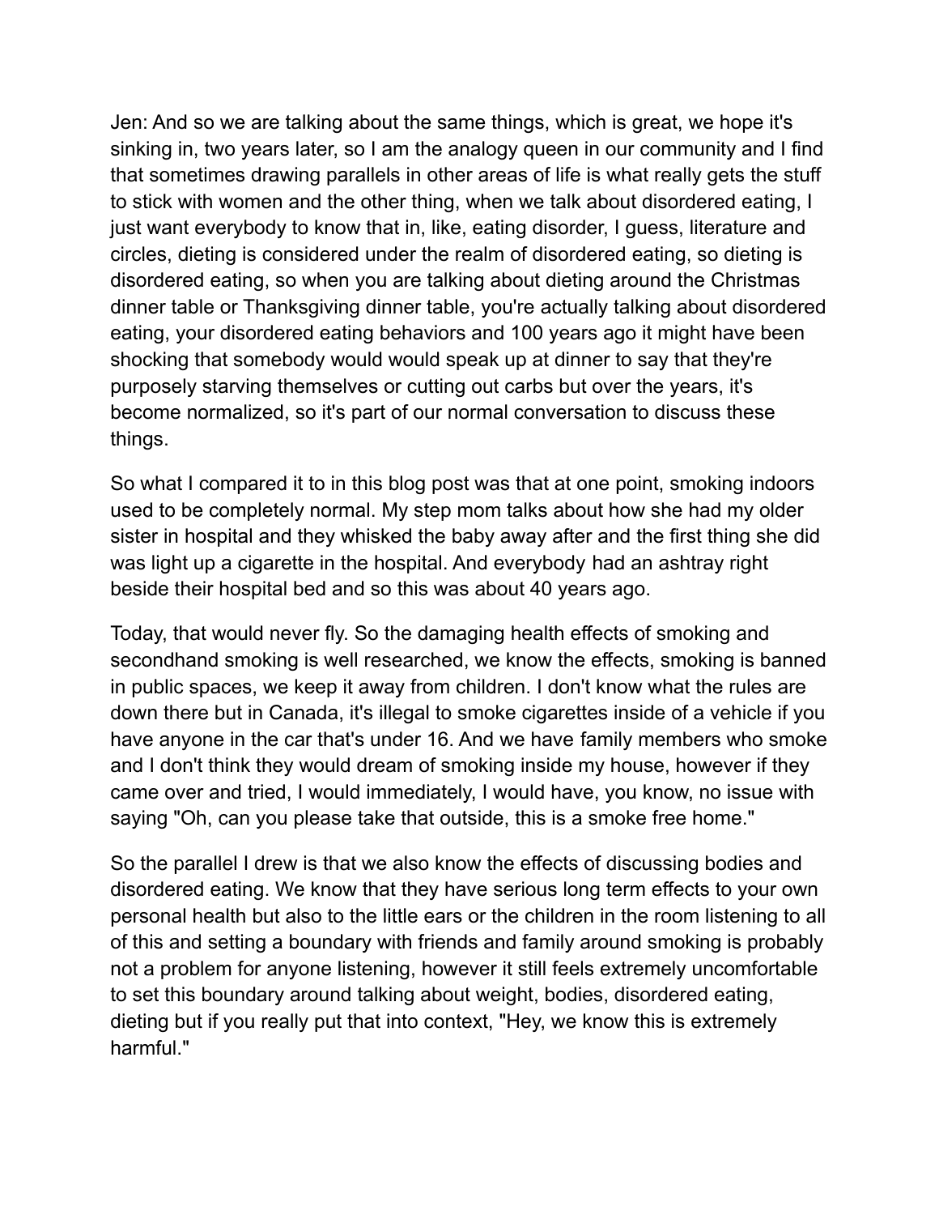Jen: And so we are talking about the same things, which is great, we hope it's sinking in, two years later, so I am the analogy queen in our community and I find that sometimes drawing parallels in other areas of life is what really gets the stuff to stick with women and the other thing, when we talk about disordered eating, I just want everybody to know that in, like, eating disorder, I guess, literature and circles, dieting is considered under the realm of disordered eating, so dieting is disordered eating, so when you are talking about dieting around the Christmas dinner table or Thanksgiving dinner table, you're actually talking about disordered eating, your disordered eating behaviors and 100 years ago it might have been shocking that somebody would would speak up at dinner to say that they're purposely starving themselves or cutting out carbs but over the years, it's become normalized, so it's part of our normal conversation to discuss these things.

So what I compared it to in this blog post was that at one point, smoking indoors used to be completely normal. My step mom talks about how she had my older sister in hospital and they whisked the baby away after and the first thing she did was light up a cigarette in the hospital. And everybody had an ashtray right beside their hospital bed and so this was about 40 years ago.

Today, that would never fly. So the damaging health effects of smoking and secondhand smoking is well researched, we know the effects, smoking is banned in public spaces, we keep it away from children. I don't know what the rules are down there but in Canada, it's illegal to smoke cigarettes inside of a vehicle if you have anyone in the car that's under 16. And we have family members who smoke and I don't think they would dream of smoking inside my house, however if they came over and tried, I would immediately, I would have, you know, no issue with saying "Oh, can you please take that outside, this is a smoke free home."

So the parallel I drew is that we also know the effects of discussing bodies and disordered eating. We know that they have serious long term effects to your own personal health but also to the little ears or the children in the room listening to all of this and setting a boundary with friends and family around smoking is probably not a problem for anyone listening, however it still feels extremely uncomfortable to set this boundary around talking about weight, bodies, disordered eating, dieting but if you really put that into context, "Hey, we know this is extremely harmful."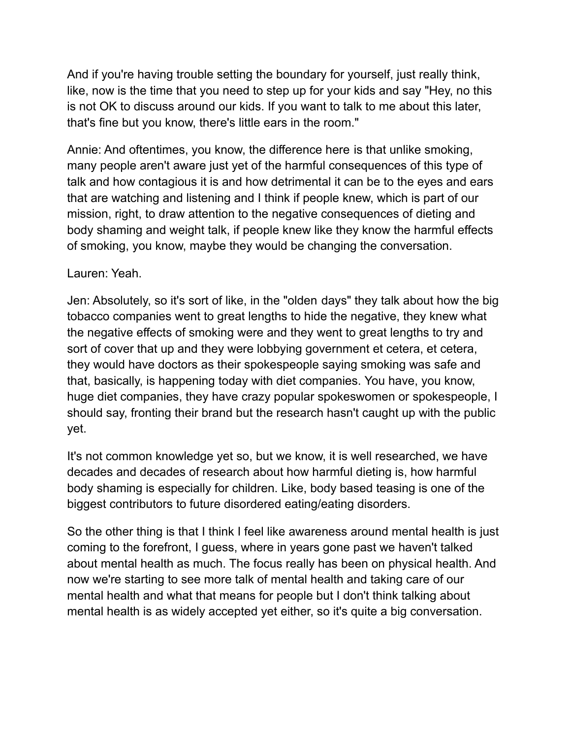And if you're having trouble setting the boundary for yourself, just really think, like, now is the time that you need to step up for your kids and say "Hey, no this is not OK to discuss around our kids. If you want to talk to me about this later, that's fine but you know, there's little ears in the room."

Annie: And oftentimes, you know, the difference here is that unlike smoking, many people aren't aware just yet of the harmful consequences of this type of talk and how contagious it is and how detrimental it can be to the eyes and ears that are watching and listening and I think if people knew, which is part of our mission, right, to draw attention to the negative consequences of dieting and body shaming and weight talk, if people knew like they know the harmful effects of smoking, you know, maybe they would be changing the conversation.

Lauren: Yeah.

Jen: Absolutely, so it's sort of like, in the "olden days" they talk about how the big tobacco companies went to great lengths to hide the negative, they knew what the negative effects of smoking were and they went to great lengths to try and sort of cover that up and they were lobbying government et cetera, et cetera, they would have doctors as their spokespeople saying smoking was safe and that, basically, is happening today with diet companies. You have, you know, huge diet companies, they have crazy popular spokeswomen or spokespeople, I should say, fronting their brand but the research hasn't caught up with the public yet.

It's not common knowledge yet so, but we know, it is well researched, we have decades and decades of research about how harmful dieting is, how harmful body shaming is especially for children. Like, body based teasing is one of the biggest contributors to future disordered eating/eating disorders.

So the other thing is that I think I feel like awareness around mental health is just coming to the forefront, I guess, where in years gone past we haven't talked about mental health as much. The focus really has been on physical health. And now we're starting to see more talk of mental health and taking care of our mental health and what that means for people but I don't think talking about mental health is as widely accepted yet either, so it's quite a big conversation.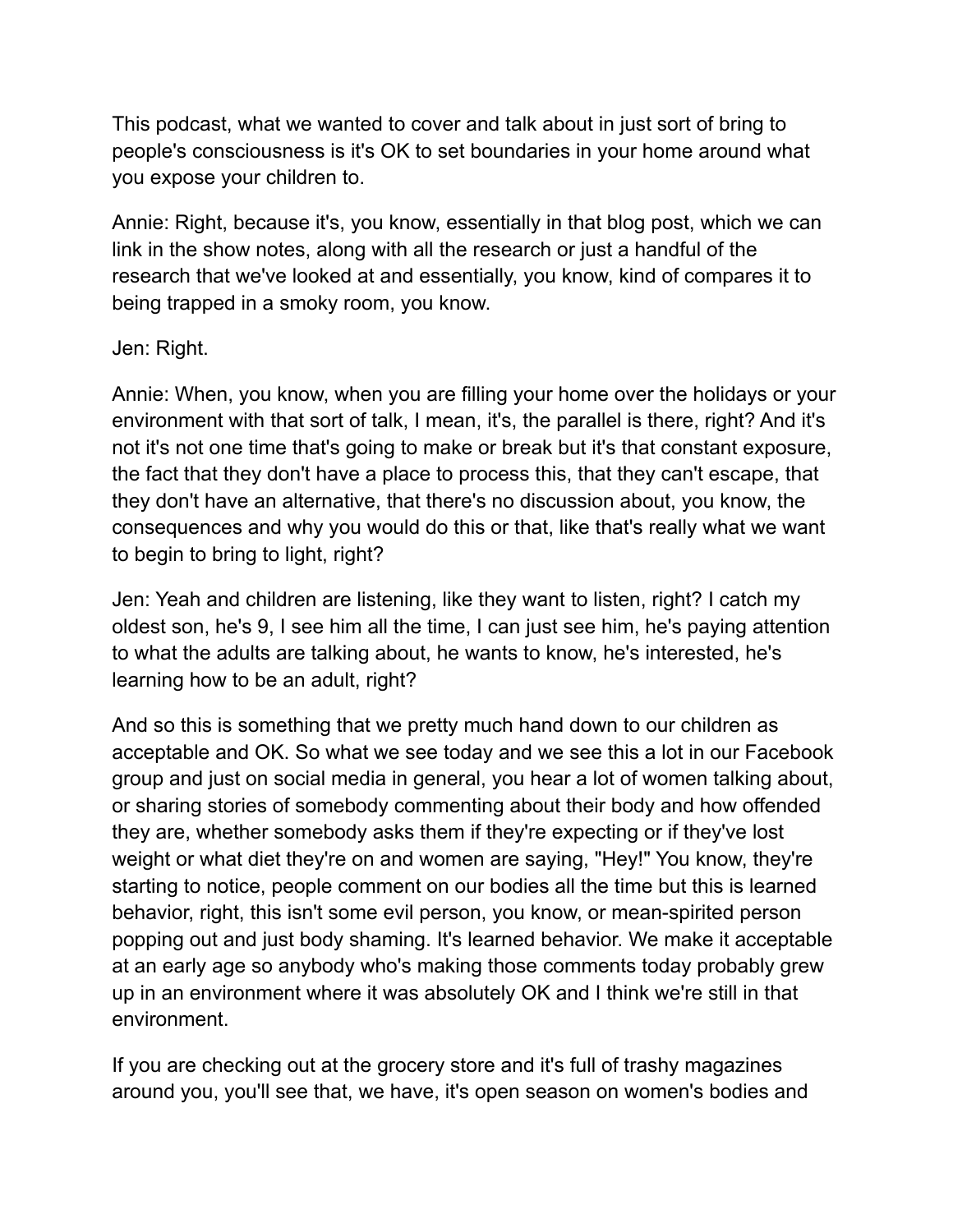This podcast, what we wanted to cover and talk about in just sort of bring to people's consciousness is it's OK to set boundaries in your home around what you expose your children to.

Annie: Right, because it's, you know, essentially in that blog post, which we can link in the show notes, along with all the research or just a handful of the research that we've looked at and essentially, you know, kind of compares it to being trapped in a smoky room, you know.

Jen: Right.

Annie: When, you know, when you are filling your home over the holidays or your environment with that sort of talk, I mean, it's, the parallel is there, right? And it's not it's not one time that's going to make or break but it's that constant exposure, the fact that they don't have a place to process this, that they can't escape, that they don't have an alternative, that there's no discussion about, you know, the consequences and why you would do this or that, like that's really what we want to begin to bring to light, right?

Jen: Yeah and children are listening, like they want to listen, right? I catch my oldest son, he's 9, I see him all the time, I can just see him, he's paying attention to what the adults are talking about, he wants to know, he's interested, he's learning how to be an adult, right?

And so this is something that we pretty much hand down to our children as acceptable and OK. So what we see today and we see this a lot in our Facebook group and just on social media in general, you hear a lot of women talking about, or sharing stories of somebody commenting about their body and how offended they are, whether somebody asks them if they're expecting or if they've lost weight or what diet they're on and women are saying, "Hey!" You know, they're starting to notice, people comment on our bodies all the time but this is learned behavior, right, this isn't some evil person, you know, or mean-spirited person popping out and just body shaming. It's learned behavior. We make it acceptable at an early age so anybody who's making those comments today probably grew up in an environment where it was absolutely OK and I think we're still in that environment.

If you are checking out at the grocery store and it's full of trashy magazines around you, you'll see that, we have, it's open season on women's bodies and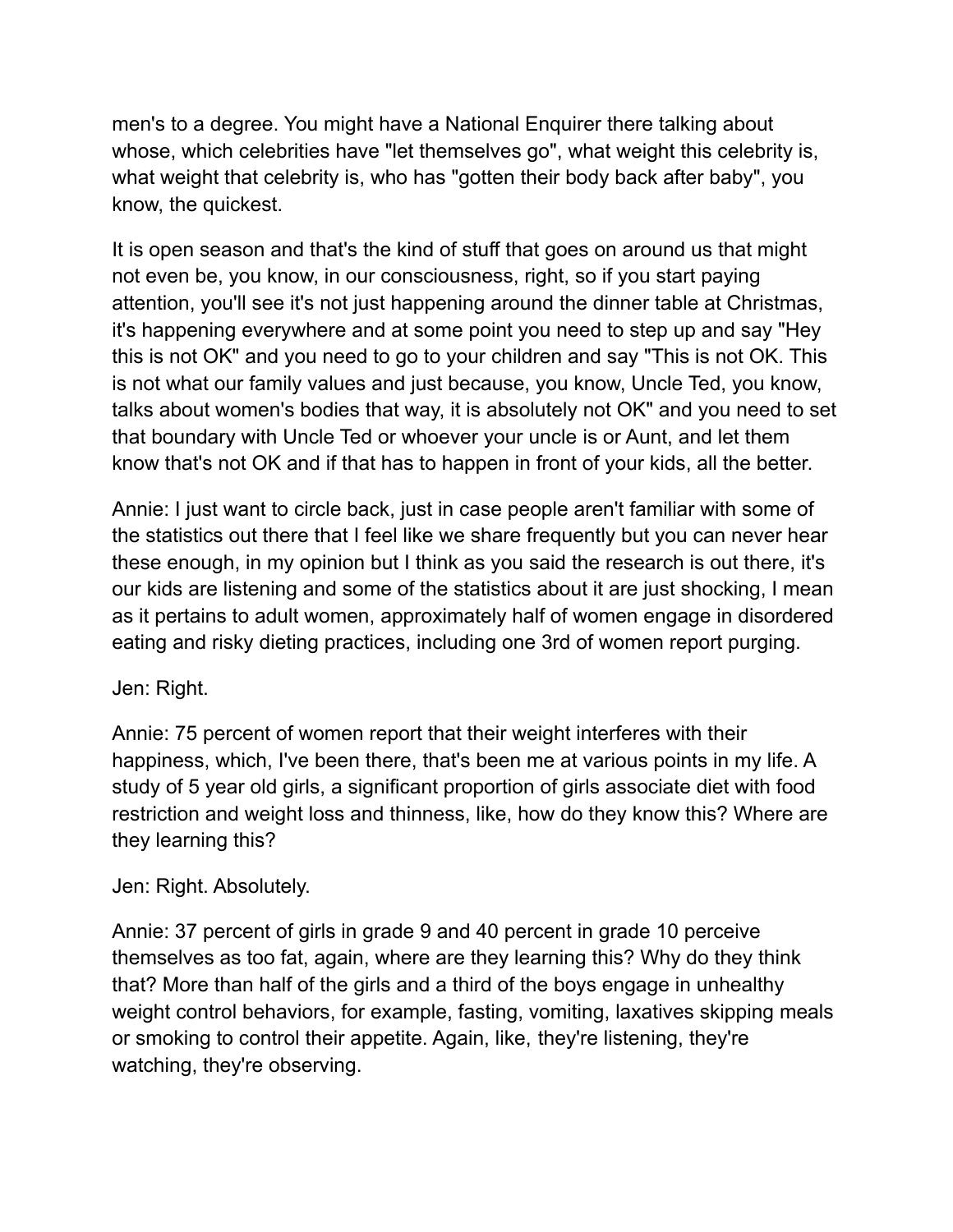men's to a degree. You might have a National Enquirer there talking about whose, which celebrities have "let themselves go", what weight this celebrity is, what weight that celebrity is, who has "gotten their body back after baby", you know, the quickest.

It is open season and that's the kind of stuff that goes on around us that might not even be, you know, in our consciousness, right, so if you start paying attention, you'll see it's not just happening around the dinner table at Christmas, it's happening everywhere and at some point you need to step up and say "Hey this is not OK" and you need to go to your children and say "This is not OK. This is not what our family values and just because, you know, Uncle Ted, you know, talks about women's bodies that way, it is absolutely not OK" and you need to set that boundary with Uncle Ted or whoever your uncle is or Aunt, and let them know that's not OK and if that has to happen in front of your kids, all the better.

Annie: I just want to circle back, just in case people aren't familiar with some of the statistics out there that I feel like we share frequently but you can never hear these enough, in my opinion but I think as you said the research is out there, it's our kids are listening and some of the statistics about it are just shocking, I mean as it pertains to adult women, approximately half of women engage in disordered eating and risky dieting practices, including one 3rd of women report purging.

Jen: Right.

Annie: 75 percent of women report that their weight interferes with their happiness, which, I've been there, that's been me at various points in my life. A study of 5 year old girls, a significant proportion of girls associate diet with food restriction and weight loss and thinness, like, how do they know this? Where are they learning this?

Jen: Right. Absolutely.

Annie: 37 percent of girls in grade 9 and 40 percent in grade 10 perceive themselves as too fat, again, where are they learning this? Why do they think that? More than half of the girls and a third of the boys engage in unhealthy weight control behaviors, for example, fasting, vomiting, laxatives skipping meals or smoking to control their appetite. Again, like, they're listening, they're watching, they're observing.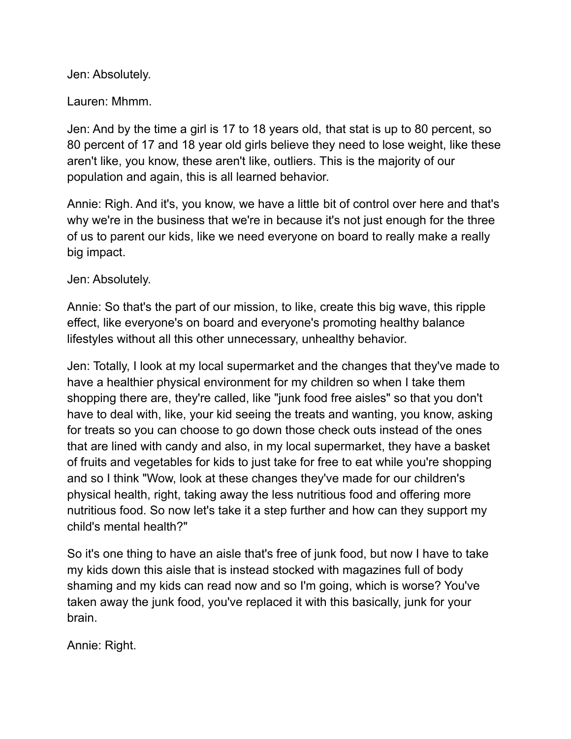Jen: Absolutely.

Lauren: Mhmm.

Jen: And by the time a girl is 17 to 18 years old, that stat is up to 80 percent, so 80 percent of 17 and 18 year old girls believe they need to lose weight, like these aren't like, you know, these aren't like, outliers. This is the majority of our population and again, this is all learned behavior.

Annie: Righ. And it's, you know, we have a little bit of control over here and that's why we're in the business that we're in because it's not just enough for the three of us to parent our kids, like we need everyone on board to really make a really big impact.

Jen: Absolutely.

Annie: So that's the part of our mission, to like, create this big wave, this ripple effect, like everyone's on board and everyone's promoting healthy balance lifestyles without all this other unnecessary, unhealthy behavior.

Jen: Totally, I look at my local supermarket and the changes that they've made to have a healthier physical environment for my children so when I take them shopping there are, they're called, like "junk food free aisles" so that you don't have to deal with, like, your kid seeing the treats and wanting, you know, asking for treats so you can choose to go down those check outs instead of the ones that are lined with candy and also, in my local supermarket, they have a basket of fruits and vegetables for kids to just take for free to eat while you're shopping and so I think "Wow, look at these changes they've made for our children's physical health, right, taking away the less nutritious food and offering more nutritious food. So now let's take it a step further and how can they support my child's mental health?"

So it's one thing to have an aisle that's free of junk food, but now I have to take my kids down this aisle that is instead stocked with magazines full of body shaming and my kids can read now and so I'm going, which is worse? You've taken away the junk food, you've replaced it with this basically, junk for your brain.

Annie: Right.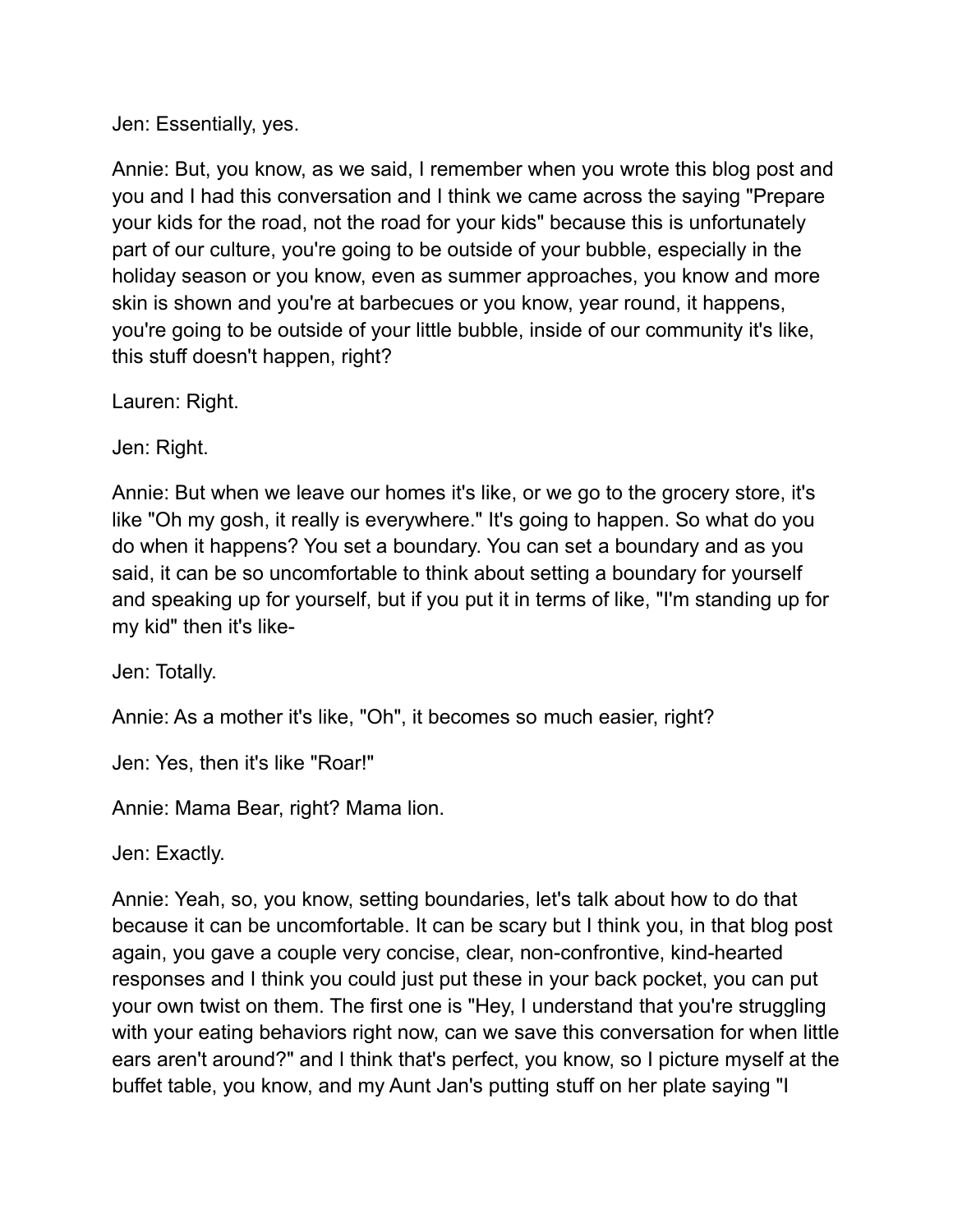Jen: Essentially, yes.

Annie: But, you know, as we said, I remember when you wrote this blog post and you and I had this conversation and I think we came across the saying "Prepare your kids for the road, not the road for your kids" because this is unfortunately part of our culture, you're going to be outside of your bubble, especially in the holiday season or you know, even as summer approaches, you know and more skin is shown and you're at barbecues or you know, year round, it happens, you're going to be outside of your little bubble, inside of our community it's like, this stuff doesn't happen, right?

Lauren: Right.

Jen: Right.

Annie: But when we leave our homes it's like, or we go to the grocery store, it's like "Oh my gosh, it really is everywhere." It's going to happen. So what do you do when it happens? You set a boundary. You can set a boundary and as you said, it can be so uncomfortable to think about setting a boundary for yourself and speaking up for yourself, but if you put it in terms of like, "I'm standing up for my kid" then it's like-

Jen: Totally.

Annie: As a mother it's like, "Oh", it becomes so much easier, right?

Jen: Yes, then it's like "Roar!"

Annie: Mama Bear, right? Mama lion.

Jen: Exactly.

Annie: Yeah, so, you know, setting boundaries, let's talk about how to do that because it can be uncomfortable. It can be scary but I think you, in that blog post again, you gave a couple very concise, clear, non-confrontive, kind-hearted responses and I think you could just put these in your back pocket, you can put your own twist on them. The first one is "Hey, I understand that you're struggling with your eating behaviors right now, can we save this conversation for when little ears aren't around?" and I think that's perfect, you know, so I picture myself at the buffet table, you know, and my Aunt Jan's putting stuff on her plate saying "I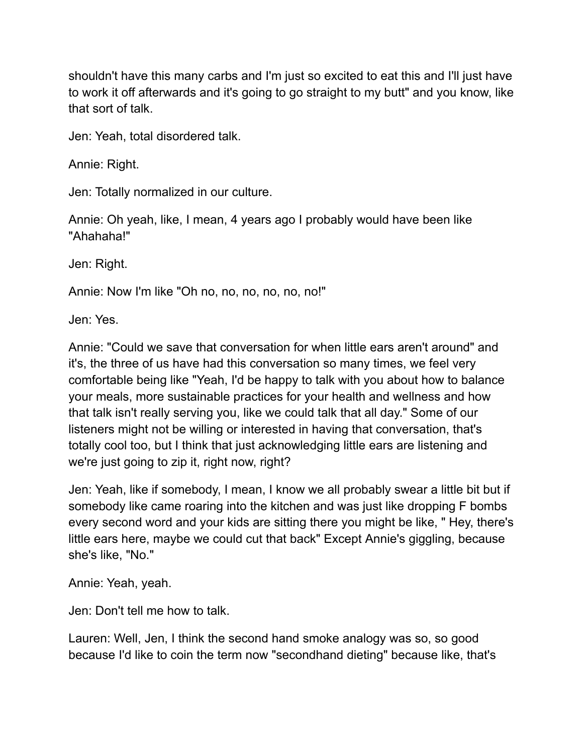shouldn't have this many carbs and I'm just so excited to eat this and I'll just have to work it off afterwards and it's going to go straight to my butt" and you know, like that sort of talk.

Jen: Yeah, total disordered talk.

Annie: Right.

Jen: Totally normalized in our culture.

Annie: Oh yeah, like, I mean, 4 years ago I probably would have been like "Ahahaha!"

Jen: Right.

Annie: Now I'm like "Oh no, no, no, no, no, no!"

Jen: Yes.

Annie: "Could we save that conversation for when little ears aren't around" and it's, the three of us have had this conversation so many times, we feel very comfortable being like "Yeah, I'd be happy to talk with you about how to balance your meals, more sustainable practices for your health and wellness and how that talk isn't really serving you, like we could talk that all day." Some of our listeners might not be willing or interested in having that conversation, that's totally cool too, but I think that just acknowledging little ears are listening and we're just going to zip it, right now, right?

Jen: Yeah, like if somebody, I mean, I know we all probably swear a little bit but if somebody like came roaring into the kitchen and was just like dropping F bombs every second word and your kids are sitting there you might be like, " Hey, there's little ears here, maybe we could cut that back" Except Annie's giggling, because she's like, "No."

Annie: Yeah, yeah.

Jen: Don't tell me how to talk.

Lauren: Well, Jen, I think the second hand smoke analogy was so, so good because I'd like to coin the term now "secondhand dieting" because like, that's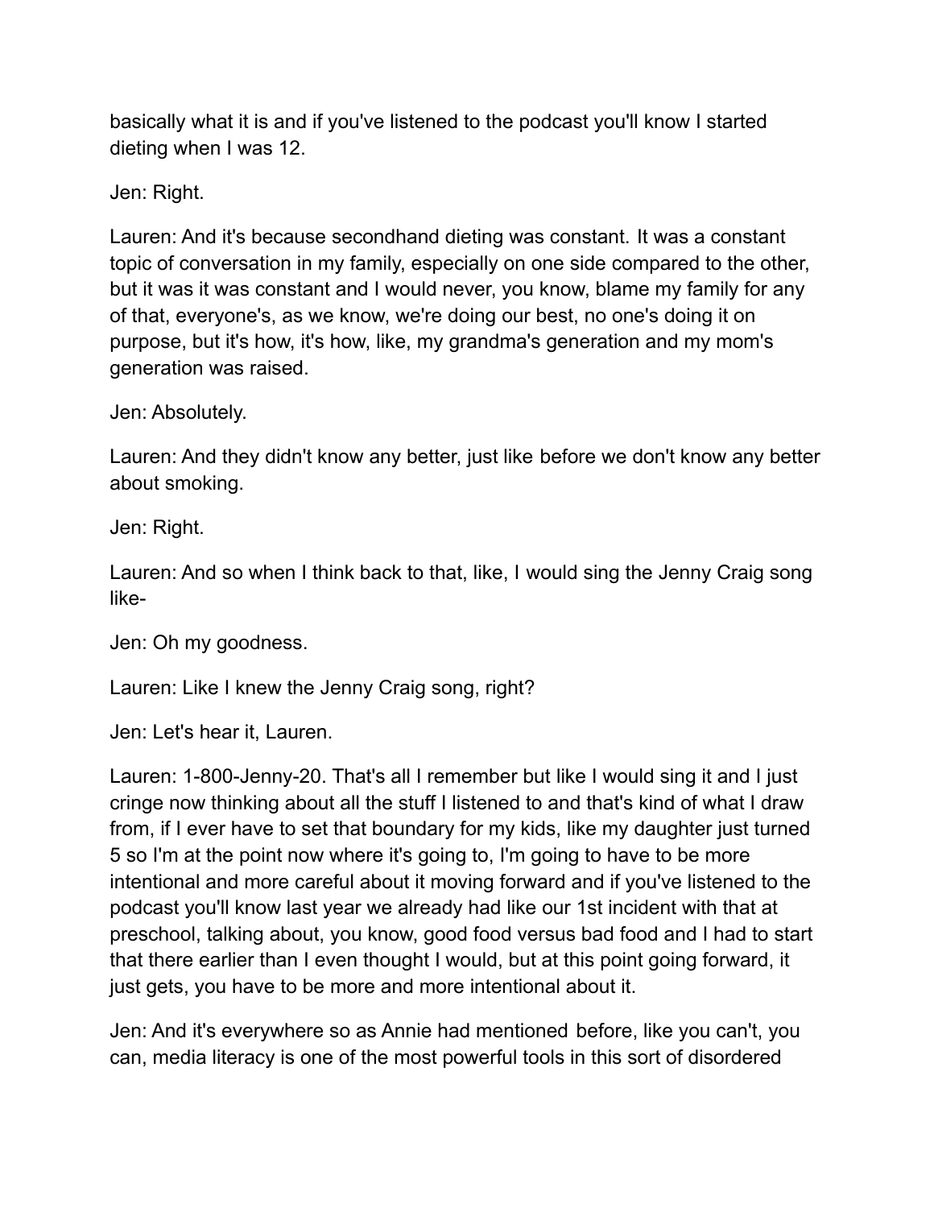basically what it is and if you've listened to the podcast you'll know I started dieting when I was 12.

Jen: Right.

Lauren: And it's because secondhand dieting was constant. It was a constant topic of conversation in my family, especially on one side compared to the other, but it was it was constant and I would never, you know, blame my family for any of that, everyone's, as we know, we're doing our best, no one's doing it on purpose, but it's how, it's how, like, my grandma's generation and my mom's generation was raised.

Jen: Absolutely.

Lauren: And they didn't know any better, just like before we don't know any better about smoking.

Jen: Right.

Lauren: And so when I think back to that, like, I would sing the Jenny Craig song like-

Jen: Oh my goodness.

Lauren: Like I knew the Jenny Craig song, right?

Jen: Let's hear it, Lauren.

Lauren: 1-800-Jenny-20. That's all I remember but like I would sing it and I just cringe now thinking about all the stuff I listened to and that's kind of what I draw from, if I ever have to set that boundary for my kids, like my daughter just turned 5 so I'm at the point now where it's going to, I'm going to have to be more intentional and more careful about it moving forward and if you've listened to the podcast you'll know last year we already had like our 1st incident with that at preschool, talking about, you know, good food versus bad food and I had to start that there earlier than I even thought I would, but at this point going forward, it just gets, you have to be more and more intentional about it.

Jen: And it's everywhere so as Annie had mentioned before, like you can't, you can, media literacy is one of the most powerful tools in this sort of disordered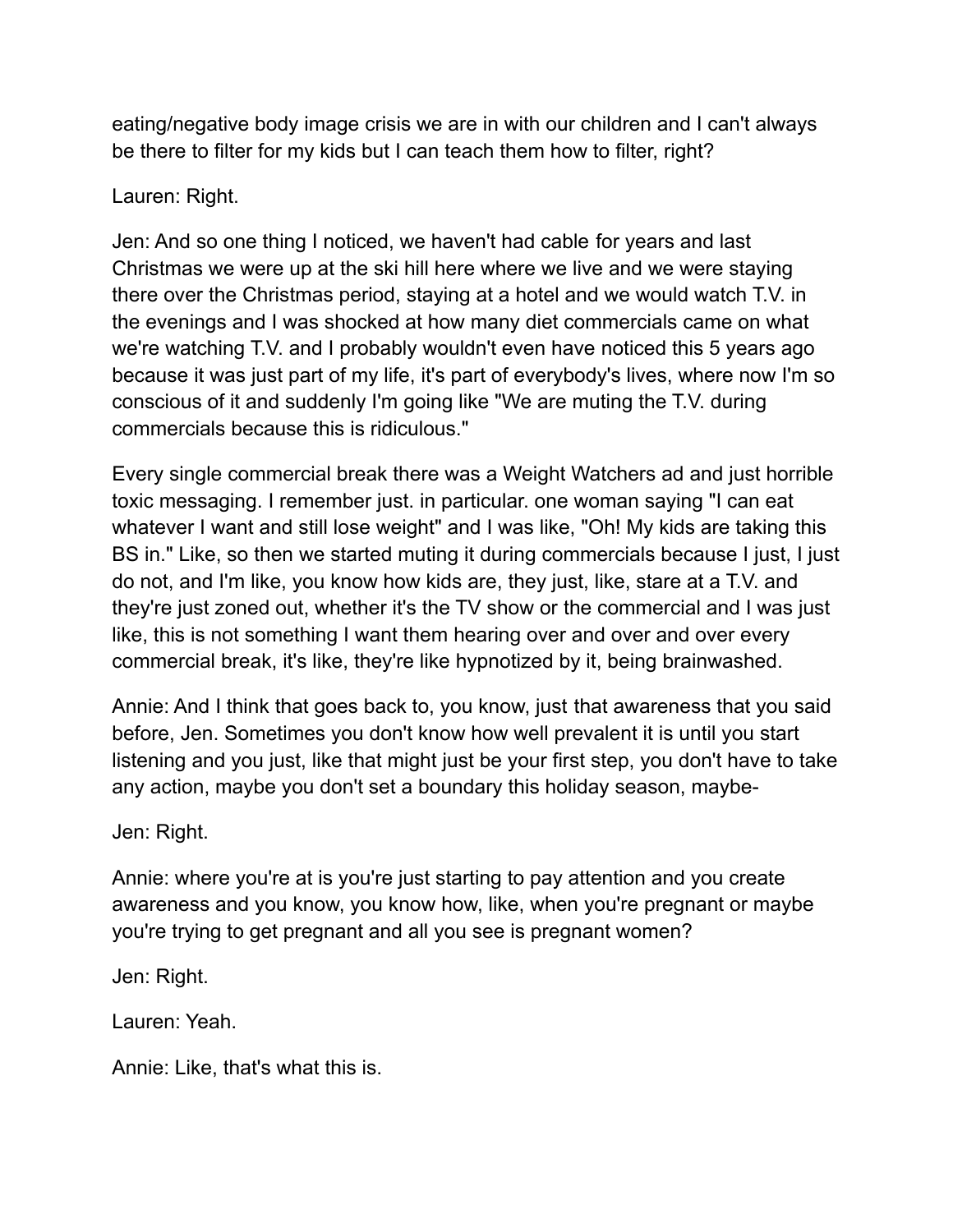eating/negative body image crisis we are in with our children and I can't always be there to filter for my kids but I can teach them how to filter, right?

Lauren: Right.

Jen: And so one thing I noticed, we haven't had cable for years and last Christmas we were up at the ski hill here where we live and we were staying there over the Christmas period, staying at a hotel and we would watch T.V. in the evenings and I was shocked at how many diet commercials came on what we're watching T.V. and I probably wouldn't even have noticed this 5 years ago because it was just part of my life, it's part of everybody's lives, where now I'm so conscious of it and suddenly I'm going like "We are muting the T.V. during commercials because this is ridiculous."

Every single commercial break there was a Weight Watchers ad and just horrible toxic messaging. I remember just. in particular. one woman saying "I can eat whatever I want and still lose weight" and I was like, "Oh! My kids are taking this BS in." Like, so then we started muting it during commercials because I just, I just do not, and I'm like, you know how kids are, they just, like, stare at a T.V. and they're just zoned out, whether it's the TV show or the commercial and I was just like, this is not something I want them hearing over and over and over every commercial break, it's like, they're like hypnotized by it, being brainwashed.

Annie: And I think that goes back to, you know, just that awareness that you said before, Jen. Sometimes you don't know how well prevalent it is until you start listening and you just, like that might just be your first step, you don't have to take any action, maybe you don't set a boundary this holiday season, maybe-

Jen: Right.

Annie: where you're at is you're just starting to pay attention and you create awareness and you know, you know how, like, when you're pregnant or maybe you're trying to get pregnant and all you see is pregnant women?

Jen: Right.

Lauren: Yeah.

Annie: Like, that's what this is.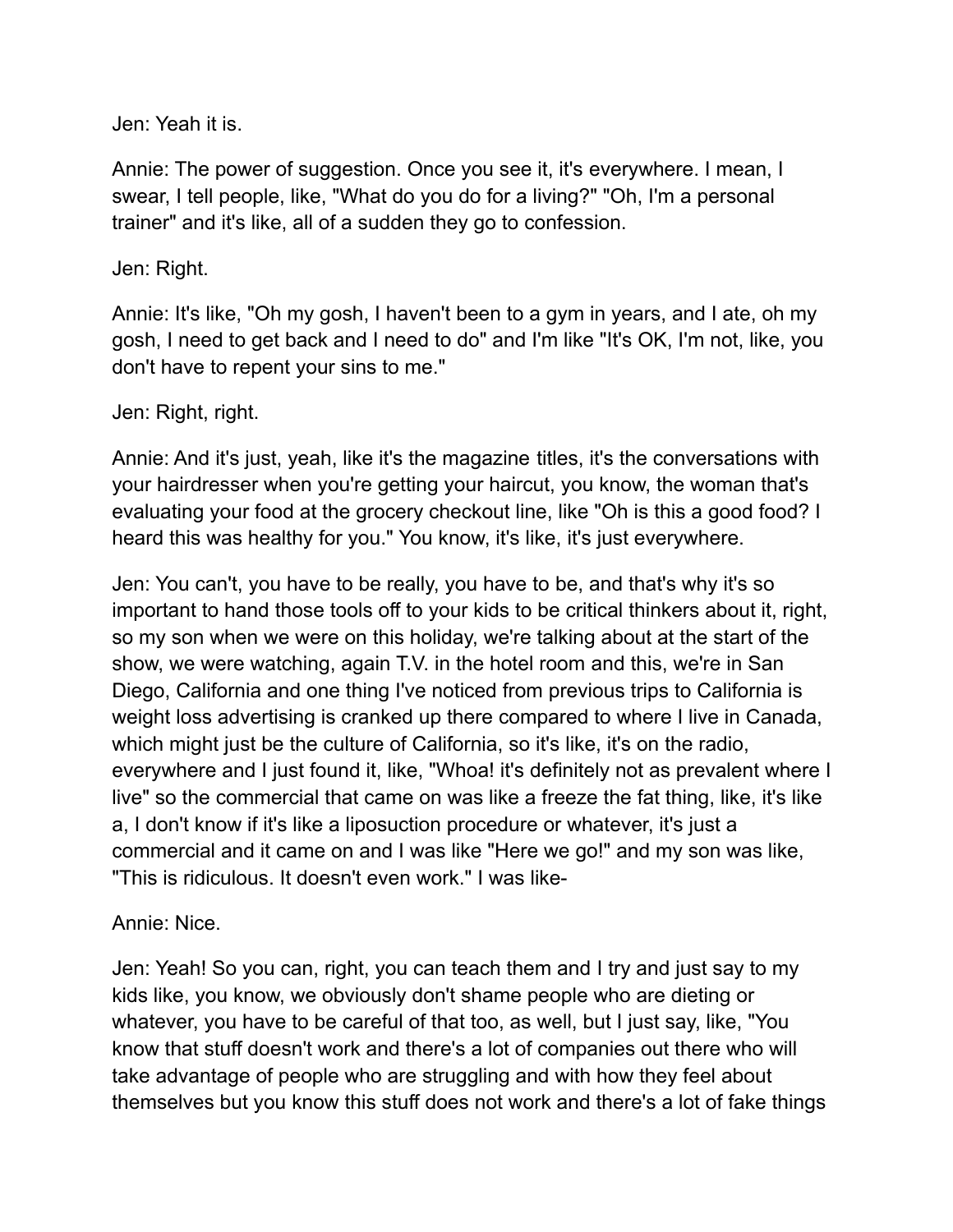Jen: Yeah it is.

Annie: The power of suggestion. Once you see it, it's everywhere. I mean, I swear, I tell people, like, "What do you do for a living?" "Oh, I'm a personal trainer" and it's like, all of a sudden they go to confession.

Jen: Right.

Annie: It's like, "Oh my gosh, I haven't been to a gym in years, and I ate, oh my gosh, I need to get back and I need to do" and I'm like "It's OK, I'm not, like, you don't have to repent your sins to me."

Jen: Right, right.

Annie: And it's just, yeah, like it's the magazine titles, it's the conversations with your hairdresser when you're getting your haircut, you know, the woman that's evaluating your food at the grocery checkout line, like "Oh is this a good food? I heard this was healthy for you." You know, it's like, it's just everywhere.

Jen: You can't, you have to be really, you have to be, and that's why it's so important to hand those tools off to your kids to be critical thinkers about it, right, so my son when we were on this holiday, we're talking about at the start of the show, we were watching, again T.V. in the hotel room and this, we're in San Diego, California and one thing I've noticed from previous trips to California is weight loss advertising is cranked up there compared to where I live in Canada, which might just be the culture of California, so it's like, it's on the radio, everywhere and I just found it, like, "Whoa! it's definitely not as prevalent where I live" so the commercial that came on was like a freeze the fat thing, like, it's like a, I don't know if it's like a liposuction procedure or whatever, it's just a commercial and it came on and I was like "Here we go!" and my son was like, "This is ridiculous. It doesn't even work." I was like-

Annie: Nice.

Jen: Yeah! So you can, right, you can teach them and I try and just say to my kids like, you know, we obviously don't shame people who are dieting or whatever, you have to be careful of that too, as well, but I just say, like, "You know that stuff doesn't work and there's a lot of companies out there who will take advantage of people who are struggling and with how they feel about themselves but you know this stuff does not work and there's a lot of fake things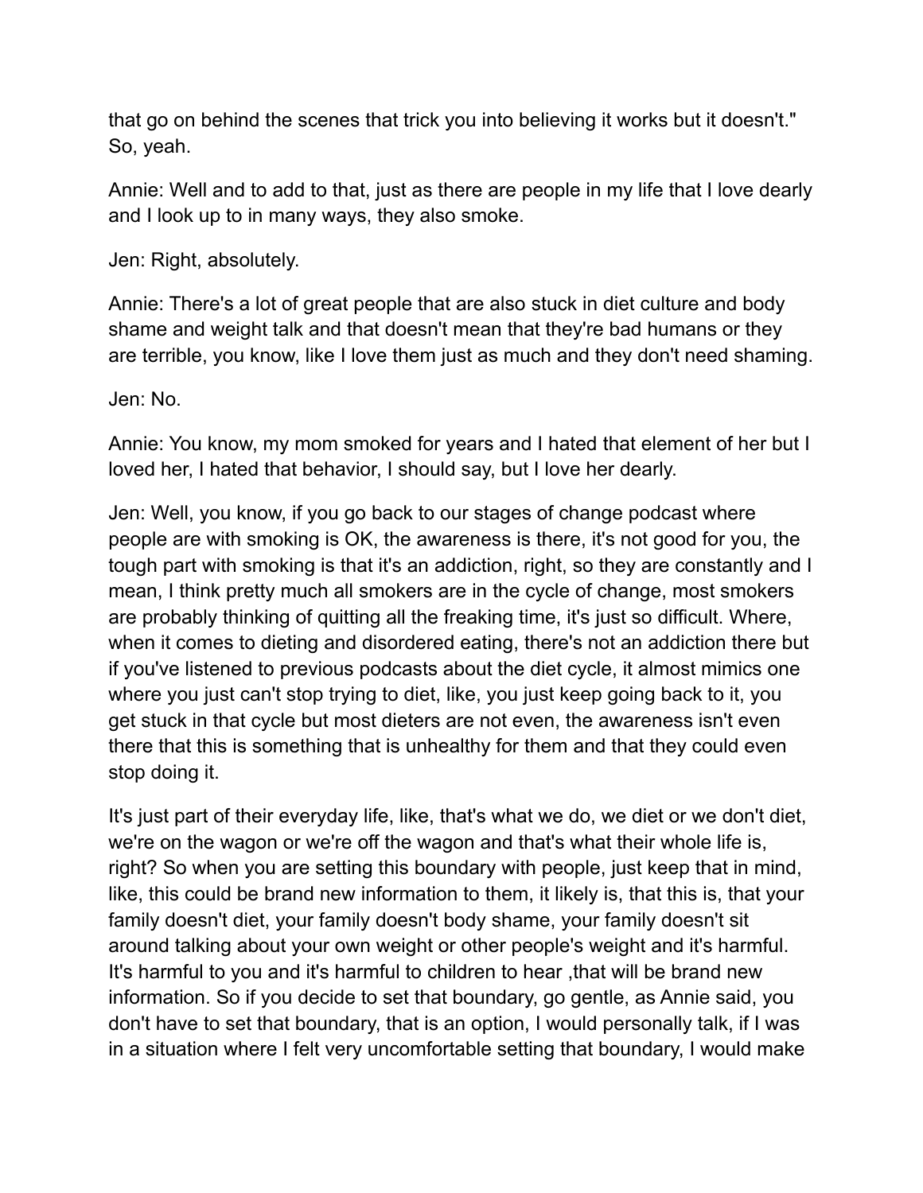that go on behind the scenes that trick you into believing it works but it doesn't." So, yeah.

Annie: Well and to add to that, just as there are people in my life that I love dearly and I look up to in many ways, they also smoke.

Jen: Right, absolutely.

Annie: There's a lot of great people that are also stuck in diet culture and body shame and weight talk and that doesn't mean that they're bad humans or they are terrible, you know, like I love them just as much and they don't need shaming.

Jen: No.

Annie: You know, my mom smoked for years and I hated that element of her but I loved her, I hated that behavior, I should say, but I love her dearly.

Jen: Well, you know, if you go back to our stages of change podcast where people are with smoking is OK, the awareness is there, it's not good for you, the tough part with smoking is that it's an addiction, right, so they are constantly and I mean, I think pretty much all smokers are in the cycle of change, most smokers are probably thinking of quitting all the freaking time, it's just so difficult. Where, when it comes to dieting and disordered eating, there's not an addiction there but if you've listened to previous podcasts about the diet cycle, it almost mimics one where you just can't stop trying to diet, like, you just keep going back to it, you get stuck in that cycle but most dieters are not even, the awareness isn't even there that this is something that is unhealthy for them and that they could even stop doing it.

It's just part of their everyday life, like, that's what we do, we diet or we don't diet, we're on the wagon or we're off the wagon and that's what their whole life is, right? So when you are setting this boundary with people, just keep that in mind, like, this could be brand new information to them, it likely is, that this is, that your family doesn't diet, your family doesn't body shame, your family doesn't sit around talking about your own weight or other people's weight and it's harmful. It's harmful to you and it's harmful to children to hear ,that will be brand new information. So if you decide to set that boundary, go gentle, as Annie said, you don't have to set that boundary, that is an option, I would personally talk, if I was in a situation where I felt very uncomfortable setting that boundary, I would make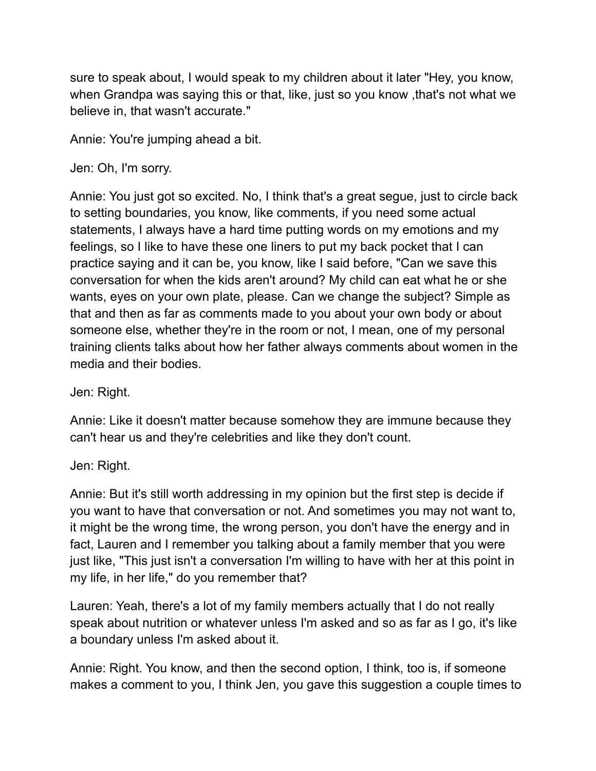sure to speak about, I would speak to my children about it later "Hey, you know, when Grandpa was saying this or that, like, just so you know ,that's not what we believe in, that wasn't accurate."

Annie: You're jumping ahead a bit.

Jen: Oh, I'm sorry.

Annie: You just got so excited. No, I think that's a great segue, just to circle back to setting boundaries, you know, like comments, if you need some actual statements, I always have a hard time putting words on my emotions and my feelings, so I like to have these one liners to put my back pocket that I can practice saying and it can be, you know, like I said before, "Can we save this conversation for when the kids aren't around? My child can eat what he or she wants, eyes on your own plate, please. Can we change the subject? Simple as that and then as far as comments made to you about your own body or about someone else, whether they're in the room or not, I mean, one of my personal training clients talks about how her father always comments about women in the media and their bodies.

Jen: Right.

Annie: Like it doesn't matter because somehow they are immune because they can't hear us and they're celebrities and like they don't count.

Jen: Right.

Annie: But it's still worth addressing in my opinion but the first step is decide if you want to have that conversation or not. And sometimes you may not want to, it might be the wrong time, the wrong person, you don't have the energy and in fact, Lauren and I remember you talking about a family member that you were just like, "This just isn't a conversation I'm willing to have with her at this point in my life, in her life," do you remember that?

Lauren: Yeah, there's a lot of my family members actually that I do not really speak about nutrition or whatever unless I'm asked and so as far as I go, it's like a boundary unless I'm asked about it.

Annie: Right. You know, and then the second option, I think, too is, if someone makes a comment to you, I think Jen, you gave this suggestion a couple times to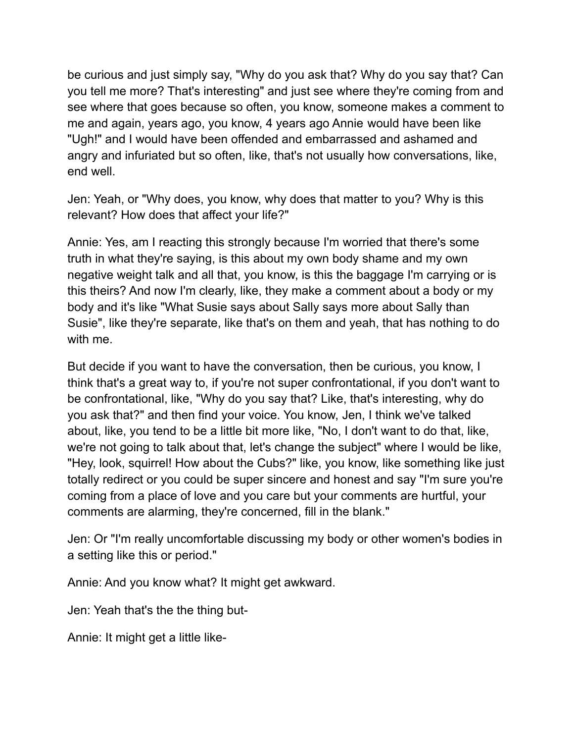be curious and just simply say, "Why do you ask that? Why do you say that? Can you tell me more? That's interesting" and just see where they're coming from and see where that goes because so often, you know, someone makes a comment to me and again, years ago, you know, 4 years ago Annie would have been like "Ugh!" and I would have been offended and embarrassed and ashamed and angry and infuriated but so often, like, that's not usually how conversations, like, end well.

Jen: Yeah, or "Why does, you know, why does that matter to you? Why is this relevant? How does that affect your life?"

Annie: Yes, am I reacting this strongly because I'm worried that there's some truth in what they're saying, is this about my own body shame and my own negative weight talk and all that, you know, is this the baggage I'm carrying or is this theirs? And now I'm clearly, like, they make a comment about a body or my body and it's like "What Susie says about Sally says more about Sally than Susie", like they're separate, like that's on them and yeah, that has nothing to do with me.

But decide if you want to have the conversation, then be curious, you know, I think that's a great way to, if you're not super confrontational, if you don't want to be confrontational, like, "Why do you say that? Like, that's interesting, why do you ask that?" and then find your voice. You know, Jen, I think we've talked about, like, you tend to be a little bit more like, "No, I don't want to do that, like, we're not going to talk about that, let's change the subject" where I would be like, "Hey, look, squirrel! How about the Cubs?" like, you know, like something like just totally redirect or you could be super sincere and honest and say "I'm sure you're coming from a place of love and you care but your comments are hurtful, your comments are alarming, they're concerned, fill in the blank."

Jen: Or "I'm really uncomfortable discussing my body or other women's bodies in a setting like this or period."

Annie: And you know what? It might get awkward.

Jen: Yeah that's the the thing but-

Annie: It might get a little like-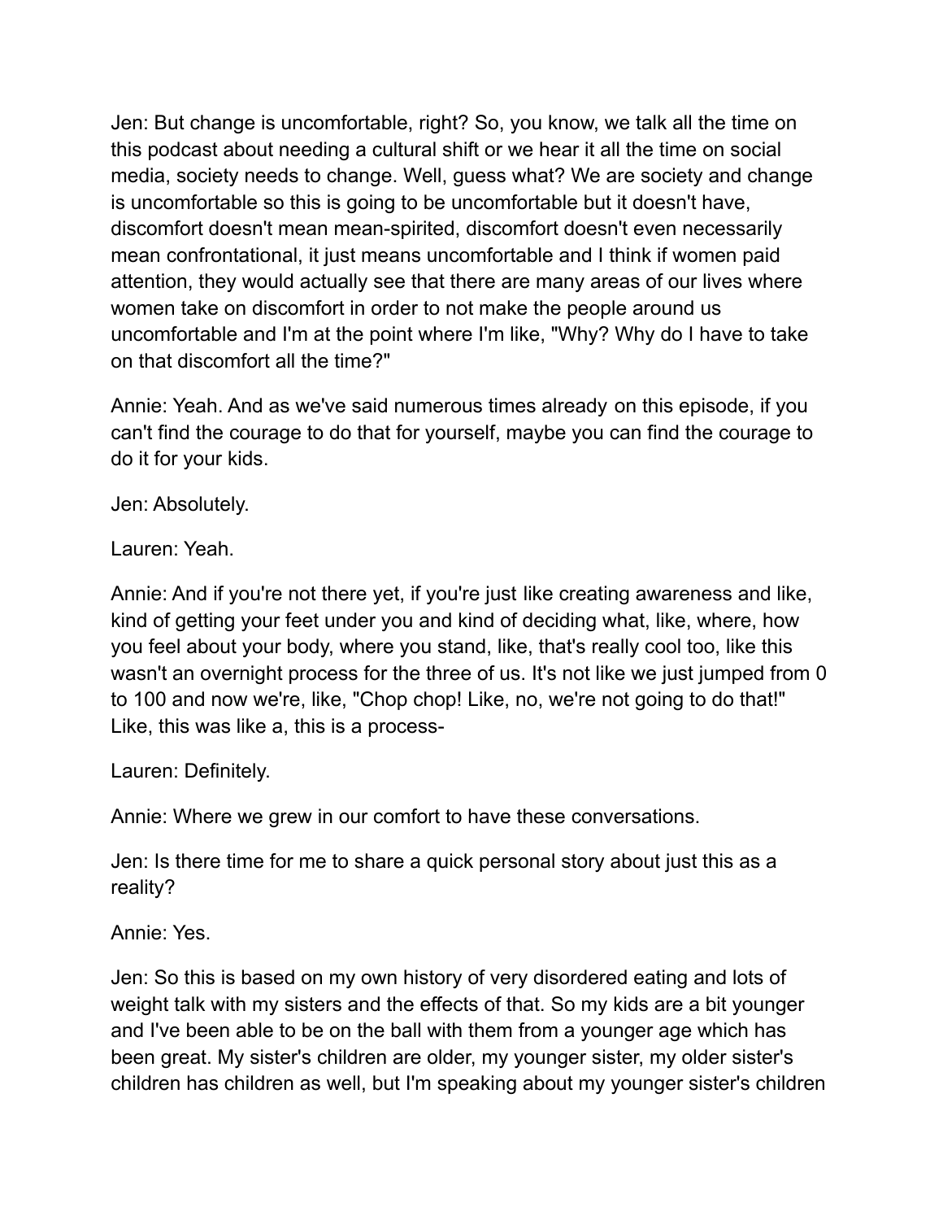Jen: But change is uncomfortable, right? So, you know, we talk all the time on this podcast about needing a cultural shift or we hear it all the time on social media, society needs to change. Well, guess what? We are society and change is uncomfortable so this is going to be uncomfortable but it doesn't have, discomfort doesn't mean mean-spirited, discomfort doesn't even necessarily mean confrontational, it just means uncomfortable and I think if women paid attention, they would actually see that there are many areas of our lives where women take on discomfort in order to not make the people around us uncomfortable and I'm at the point where I'm like, "Why? Why do I have to take on that discomfort all the time?"

Annie: Yeah. And as we've said numerous times already on this episode, if you can't find the courage to do that for yourself, maybe you can find the courage to do it for your kids.

Jen: Absolutely.

Lauren: Yeah.

Annie: And if you're not there yet, if you're just like creating awareness and like, kind of getting your feet under you and kind of deciding what, like, where, how you feel about your body, where you stand, like, that's really cool too, like this wasn't an overnight process for the three of us. It's not like we just jumped from 0 to 100 and now we're, like, "Chop chop! Like, no, we're not going to do that!" Like, this was like a, this is a process-

Lauren: Definitely.

Annie: Where we grew in our comfort to have these conversations.

Jen: Is there time for me to share a quick personal story about just this as a reality?

Annie: Yes.

Jen: So this is based on my own history of very disordered eating and lots of weight talk with my sisters and the effects of that. So my kids are a bit younger and I've been able to be on the ball with them from a younger age which has been great. My sister's children are older, my younger sister, my older sister's children has children as well, but I'm speaking about my younger sister's children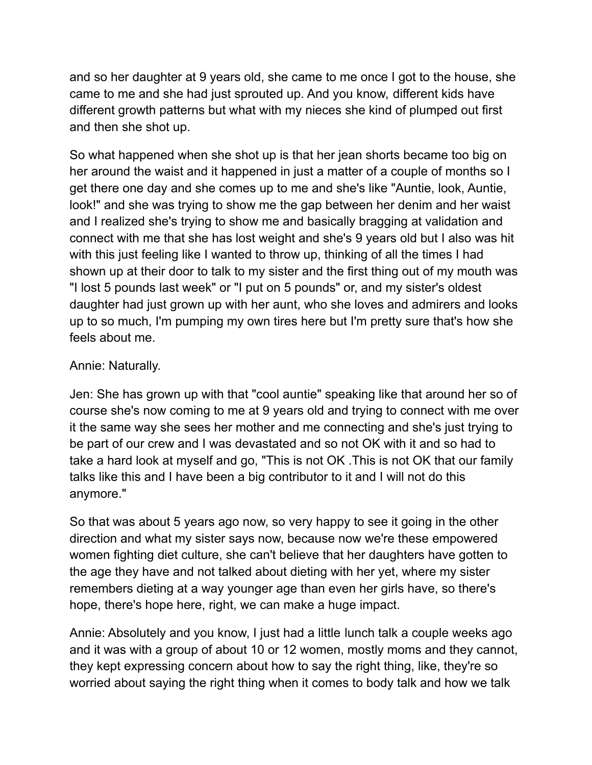and so her daughter at 9 years old, she came to me once I got to the house, she came to me and she had just sprouted up. And you know, different kids have different growth patterns but what with my nieces she kind of plumped out first and then she shot up.

So what happened when she shot up is that her jean shorts became too big on her around the waist and it happened in just a matter of a couple of months so I get there one day and she comes up to me and she's like "Auntie, look, Auntie, look!" and she was trying to show me the gap between her denim and her waist and I realized she's trying to show me and basically bragging at validation and connect with me that she has lost weight and she's 9 years old but I also was hit with this just feeling like I wanted to throw up, thinking of all the times I had shown up at their door to talk to my sister and the first thing out of my mouth was "I lost 5 pounds last week" or "I put on 5 pounds" or, and my sister's oldest daughter had just grown up with her aunt, who she loves and admirers and looks up to so much, I'm pumping my own tires here but I'm pretty sure that's how she feels about me.

Annie: Naturally.

Jen: She has grown up with that "cool auntie" speaking like that around her so of course she's now coming to me at 9 years old and trying to connect with me over it the same way she sees her mother and me connecting and she's just trying to be part of our crew and I was devastated and so not OK with it and so had to take a hard look at myself and go, "This is not OK .This is not OK that our family talks like this and I have been a big contributor to it and I will not do this anymore."

So that was about 5 years ago now, so very happy to see it going in the other direction and what my sister says now, because now we're these empowered women fighting diet culture, she can't believe that her daughters have gotten to the age they have and not talked about dieting with her yet, where my sister remembers dieting at a way younger age than even her girls have, so there's hope, there's hope here, right, we can make a huge impact.

Annie: Absolutely and you know, I just had a little lunch talk a couple weeks ago and it was with a group of about 10 or 12 women, mostly moms and they cannot, they kept expressing concern about how to say the right thing, like, they're so worried about saying the right thing when it comes to body talk and how we talk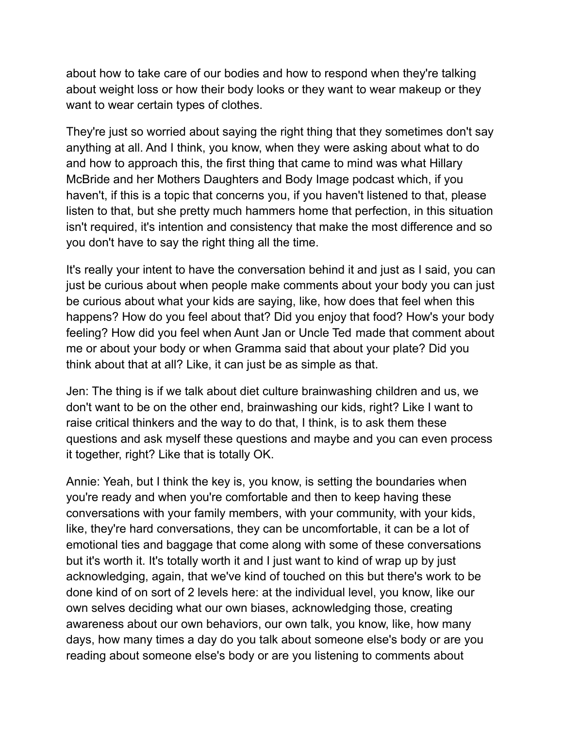about how to take care of our bodies and how to respond when they're talking about weight loss or how their body looks or they want to wear makeup or they want to wear certain types of clothes.

They're just so worried about saying the right thing that they sometimes don't say anything at all. And I think, you know, when they were asking about what to do and how to approach this, the first thing that came to mind was what Hillary McBride and her Mothers Daughters and Body Image podcast which, if you haven't, if this is a topic that concerns you, if you haven't listened to that, please listen to that, but she pretty much hammers home that perfection, in this situation isn't required, it's intention and consistency that make the most difference and so you don't have to say the right thing all the time.

It's really your intent to have the conversation behind it and just as I said, you can just be curious about when people make comments about your body you can just be curious about what your kids are saying, like, how does that feel when this happens? How do you feel about that? Did you enjoy that food? How's your body feeling? How did you feel when Aunt Jan or Uncle Ted made that comment about me or about your body or when Gramma said that about your plate? Did you think about that at all? Like, it can just be as simple as that.

Jen: The thing is if we talk about diet culture brainwashing children and us, we don't want to be on the other end, brainwashing our kids, right? Like I want to raise critical thinkers and the way to do that, I think, is to ask them these questions and ask myself these questions and maybe and you can even process it together, right? Like that is totally OK.

Annie: Yeah, but I think the key is, you know, is setting the boundaries when you're ready and when you're comfortable and then to keep having these conversations with your family members, with your community, with your kids, like, they're hard conversations, they can be uncomfortable, it can be a lot of emotional ties and baggage that come along with some of these conversations but it's worth it. It's totally worth it and I just want to kind of wrap up by just acknowledging, again, that we've kind of touched on this but there's work to be done kind of on sort of 2 levels here: at the individual level, you know, like our own selves deciding what our own biases, acknowledging those, creating awareness about our own behaviors, our own talk, you know, like, how many days, how many times a day do you talk about someone else's body or are you reading about someone else's body or are you listening to comments about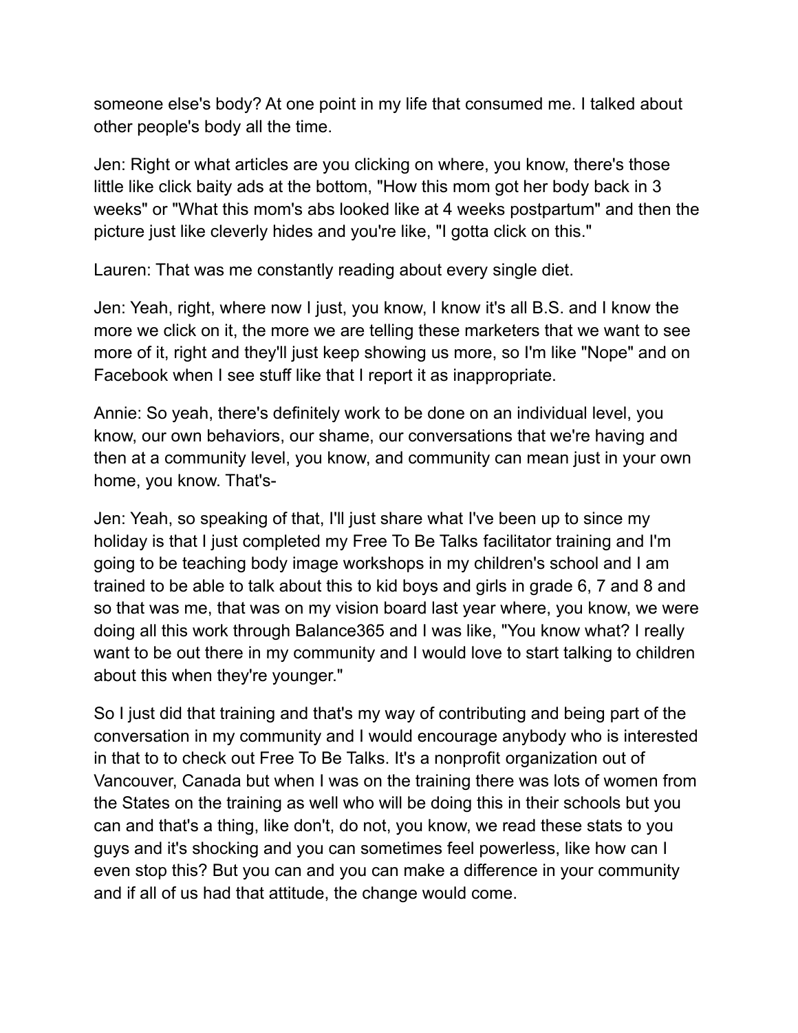someone else's body? At one point in my life that consumed me. I talked about other people's body all the time.

Jen: Right or what articles are you clicking on where, you know, there's those little like click baity ads at the bottom, "How this mom got her body back in 3 weeks" or "What this mom's abs looked like at 4 weeks postpartum" and then the picture just like cleverly hides and you're like, "I gotta click on this."

Lauren: That was me constantly reading about every single diet.

Jen: Yeah, right, where now I just, you know, I know it's all B.S. and I know the more we click on it, the more we are telling these marketers that we want to see more of it, right and they'll just keep showing us more, so I'm like "Nope" and on Facebook when I see stuff like that I report it as inappropriate.

Annie: So yeah, there's definitely work to be done on an individual level, you know, our own behaviors, our shame, our conversations that we're having and then at a community level, you know, and community can mean just in your own home, you know. That's-

Jen: Yeah, so speaking of that, I'll just share what I've been up to since my holiday is that I just completed my Free To Be Talks facilitator training and I'm going to be teaching body image workshops in my children's school and I am trained to be able to talk about this to kid boys and girls in grade 6, 7 and 8 and so that was me, that was on my vision board last year where, you know, we were doing all this work through Balance365 and I was like, "You know what? I really want to be out there in my community and I would love to start talking to children about this when they're younger."

So I just did that training and that's my way of contributing and being part of the conversation in my community and I would encourage anybody who is interested in that to to check out Free To Be Talks. It's a nonprofit organization out of Vancouver, Canada but when I was on the training there was lots of women from the States on the training as well who will be doing this in their schools but you can and that's a thing, like don't, do not, you know, we read these stats to you guys and it's shocking and you can sometimes feel powerless, like how can I even stop this? But you can and you can make a difference in your community and if all of us had that attitude, the change would come.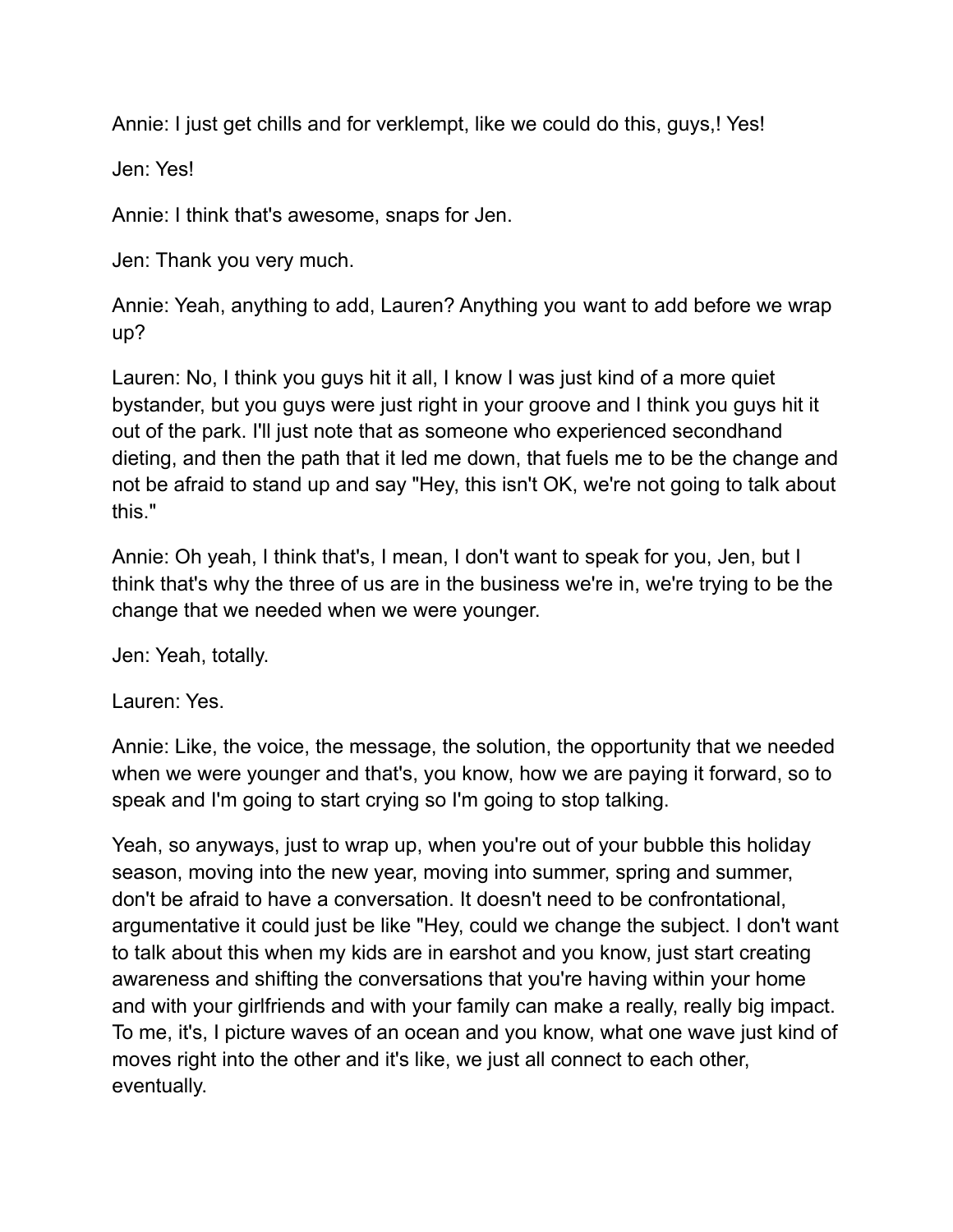Annie: I just get chills and for verklempt, like we could do this, guys,! Yes!

Jen: Yes!

Annie: I think that's awesome, snaps for Jen.

Jen: Thank you very much.

Annie: Yeah, anything to add, Lauren? Anything you want to add before we wrap up?

Lauren: No, I think you guys hit it all, I know I was just kind of a more quiet bystander, but you guys were just right in your groove and I think you guys hit it out of the park. I'll just note that as someone who experienced secondhand dieting, and then the path that it led me down, that fuels me to be the change and not be afraid to stand up and say "Hey, this isn't OK, we're not going to talk about this."

Annie: Oh yeah, I think that's, I mean, I don't want to speak for you, Jen, but I think that's why the three of us are in the business we're in, we're trying to be the change that we needed when we were younger.

Jen: Yeah, totally.

Lauren: Yes.

Annie: Like, the voice, the message, the solution, the opportunity that we needed when we were younger and that's, you know, how we are paying it forward, so to speak and I'm going to start crying so I'm going to stop talking.

Yeah, so anyways, just to wrap up, when you're out of your bubble this holiday season, moving into the new year, moving into summer, spring and summer, don't be afraid to have a conversation. It doesn't need to be confrontational, argumentative it could just be like "Hey, could we change the subject. I don't want to talk about this when my kids are in earshot and you know, just start creating awareness and shifting the conversations that you're having within your home and with your girlfriends and with your family can make a really, really big impact. To me, it's, I picture waves of an ocean and you know, what one wave just kind of moves right into the other and it's like, we just all connect to each other, eventually.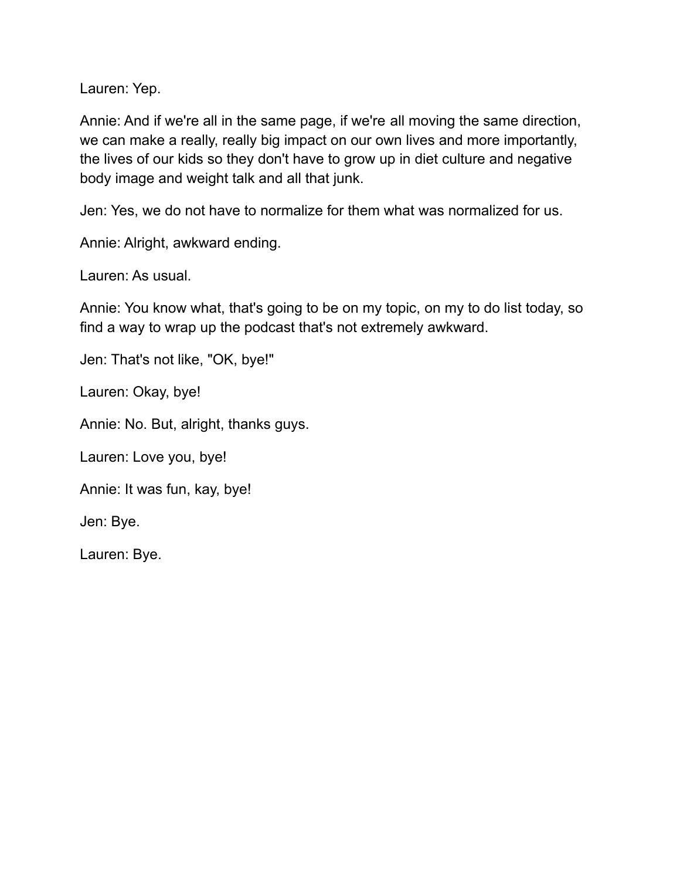Lauren: Yep.

Annie: And if we're all in the same page, if we're all moving the same direction, we can make a really, really big impact on our own lives and more importantly, the lives of our kids so they don't have to grow up in diet culture and negative body image and weight talk and all that junk.

Jen: Yes, we do not have to normalize for them what was normalized for us.

Annie: Alright, awkward ending.

Lauren: As usual.

Annie: You know what, that's going to be on my topic, on my to do list today, so find a way to wrap up the podcast that's not extremely awkward.

Jen: That's not like, "OK, bye!"

Lauren: Okay, bye!

Annie: No. But, alright, thanks guys.

Lauren: Love you, bye!

Annie: It was fun, kay, bye!

Jen: Bye.

Lauren: Bye.